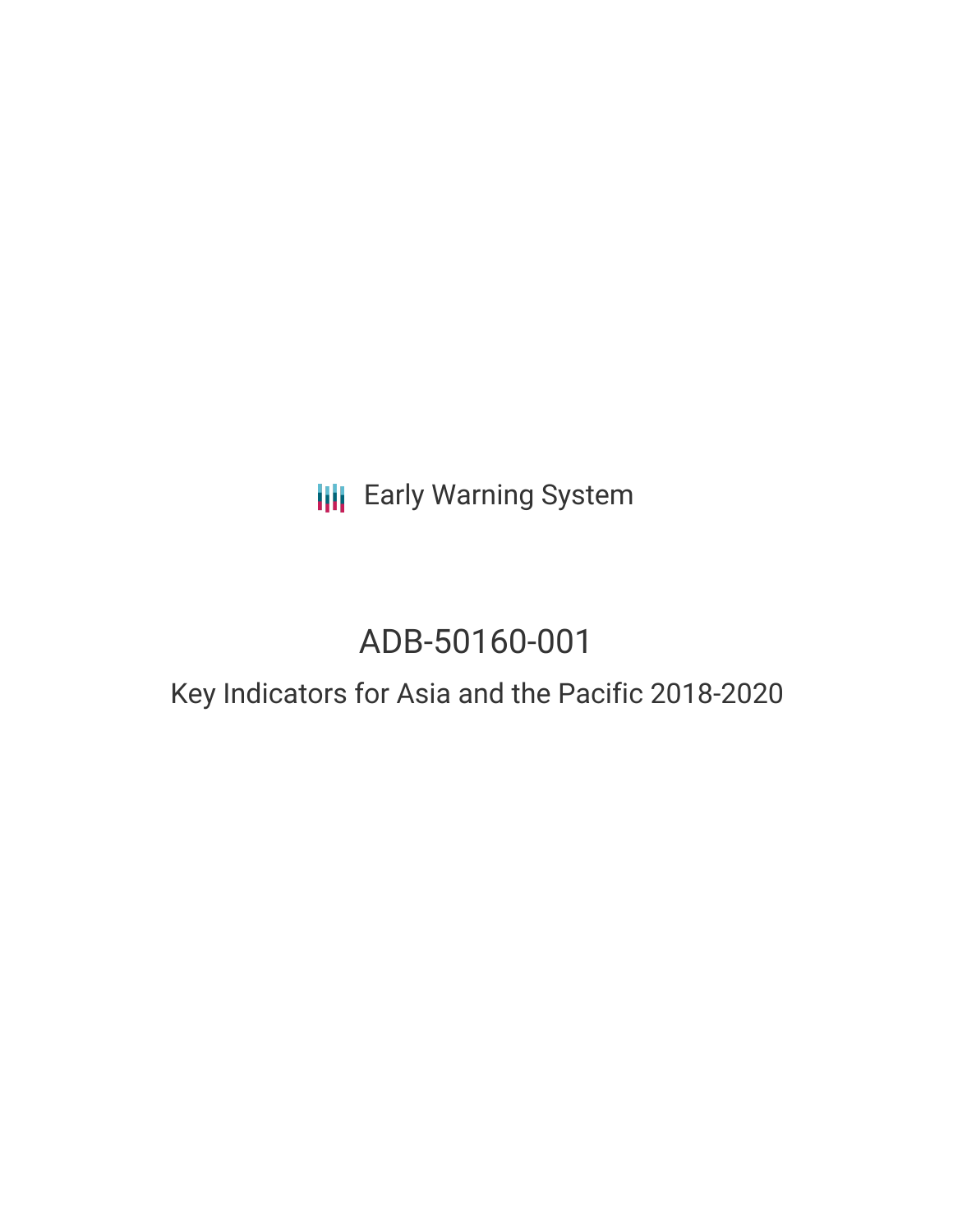Early Warning System

# ADB-50160-001

## Key Indicators for Asia and the Pacific 2018-2020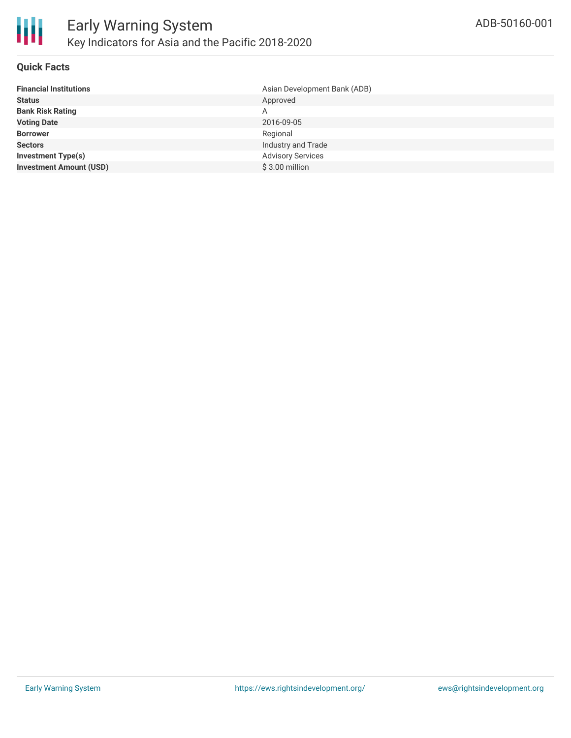# Early Warning System

## Key Indicators for Asia and the Pacific 2018-2020

ADB-50160-001

### Quick Facts

| | |
|---|---|
| **Financial Institutions** | Asian Development Bank (ADB) |
| **Status** | Approved |
| **Bank Risk Rating** | A |
| **Voting Date** | 2016-09-05 |
| **Borrower** | Regional |
| **Sectors** | Industry and Trade |
| **Investment Type(s)** | Advisory Services |
| **Investment Amount (USD)** | $ 3.00 million |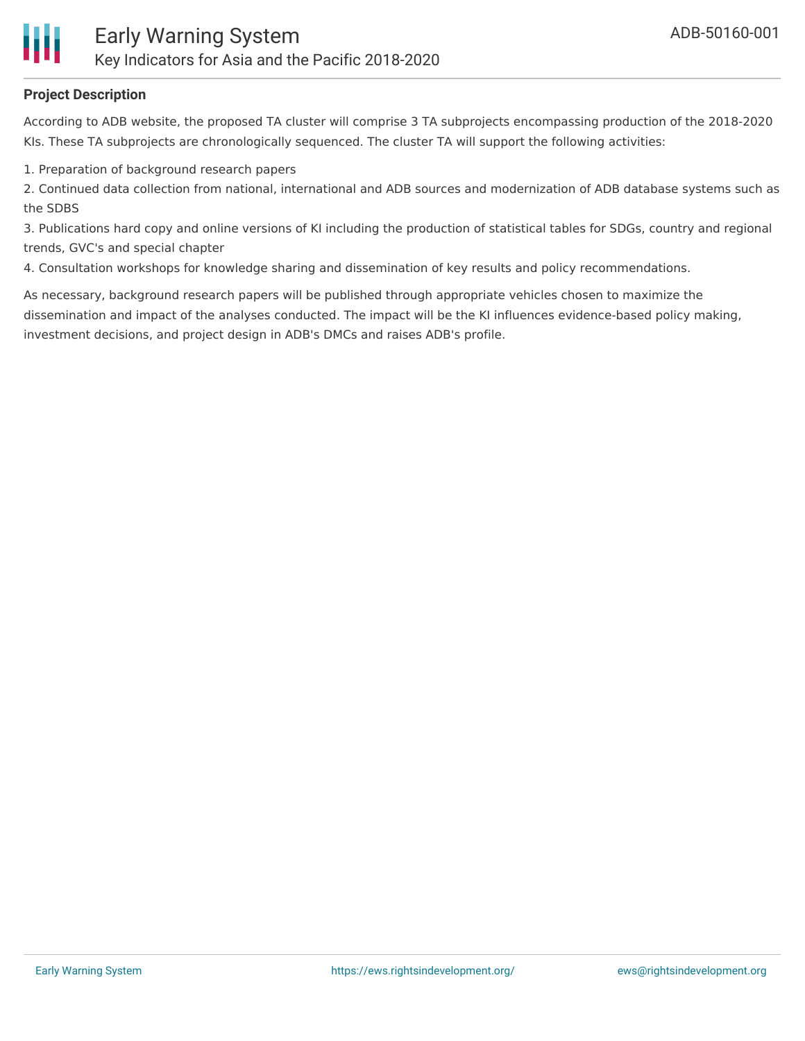**Project Description**

According to ADB website, the proposed TA cluster will comprise 3 TA subprojects encompassing production of the 2018-2020 KIs. These TA subprojects are chronologically sequenced. The cluster TA will support the following activities:

1. Preparation of background research papers
2. Continued data collection from national, international and ADB sources and modernization of ADB database systems such as the SDBS
3. Publications hard copy and online versions of KI including the production of statistical tables for SDGs, country and regional trends, GVC's and special chapter
4. Consultation workshops for knowledge sharing and dissemination of key results and policy recommendations.

As necessary, background research papers will be published through appropriate vehicles chosen to maximize the dissemination and impact of the analyses conducted. The impact will be the KI influences evidence-based policy making, investment decisions, and project design in ADB's DMCs and raises ADB's profile.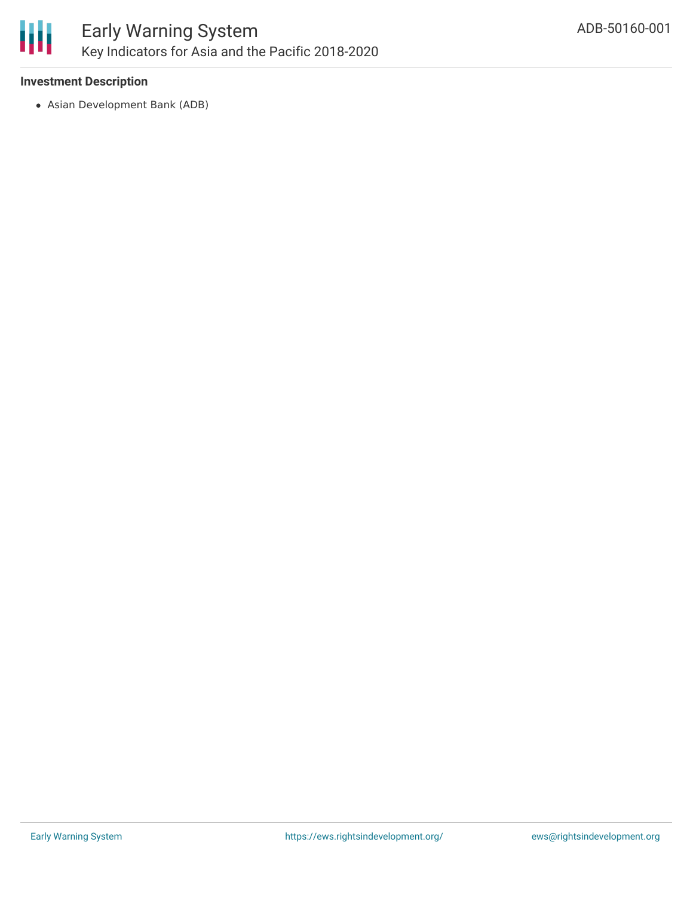**Investment Description**

- Asian Development Bank (ADB)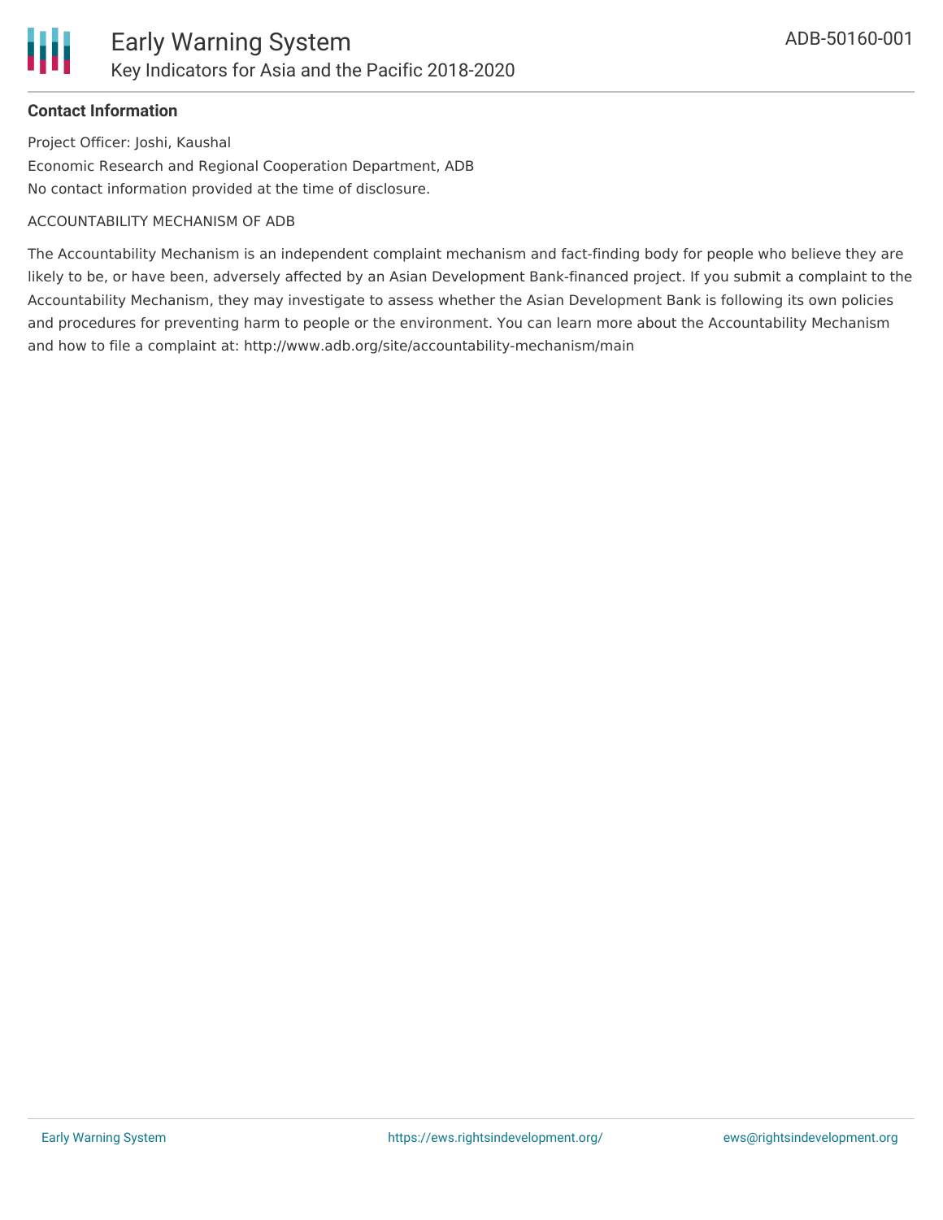## Contact Information

Project Officer: Joshi, Kaushal

Economic Research and Regional Cooperation Department, ADB

No contact information provided at the time of disclosure.

ACCOUNTABILITY MECHANISM OF ADB

The Accountability Mechanism is an independent complaint mechanism and fact-finding body for people who believe they are likely to be, or have been, adversely affected by an Asian Development Bank-financed project. If you submit a complaint to the Accountability Mechanism, they may investigate to assess whether the Asian Development Bank is following its own policies and procedures for preventing harm to people or the environment. You can learn more about the Accountability Mechanism and how to file a complaint at: http://www.adb.org/site/accountability-mechanism/main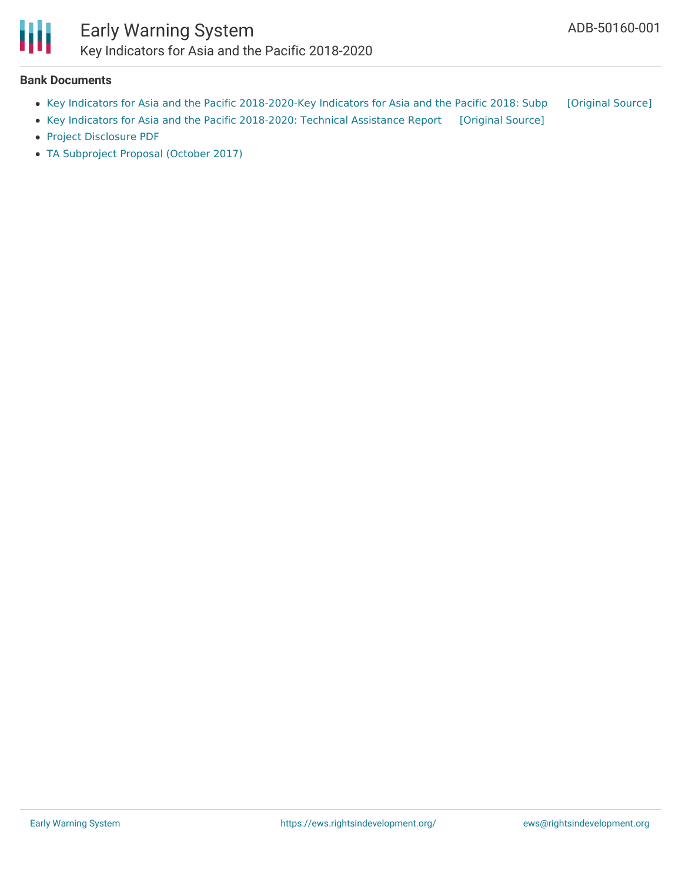#### Bank Documents

- Key Indicators for Asia and the Pacific 2018-2020-Key Indicators for Asia and the Pacific 2018: Subp [Original Source]
- Key Indicators for Asia and the Pacific 2018-2020: Technical Assistance Report [Original Source]
- Project Disclosure PDF
- TA Subproject Proposal (October 2017)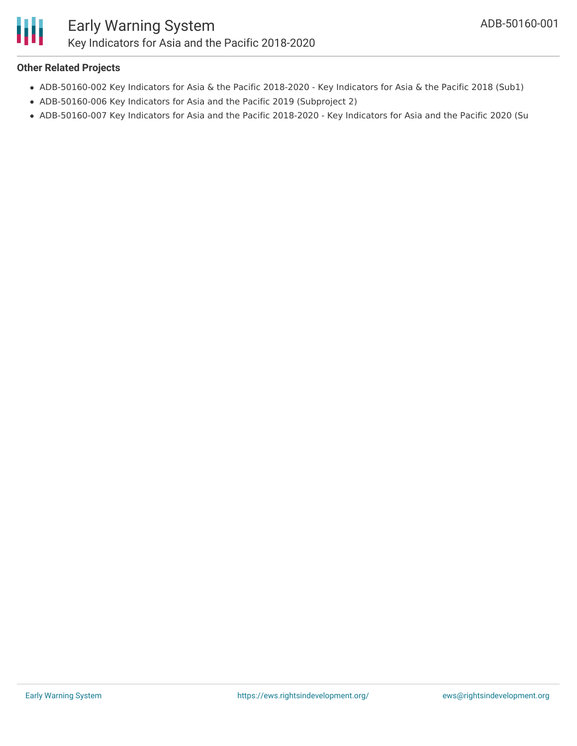**Other Related Projects**

- ADB-50160-002 Key Indicators for Asia & the Pacific 2018-2020 - Key Indicators for Asia & the Pacific 2018 (Sub1)
- ADB-50160-006 Key Indicators for Asia and the Pacific 2019 (Subproject 2)
- ADB-50160-007 Key Indicators for Asia and the Pacific 2018-2020 - Key Indicators for Asia and the Pacific 2020 (Su